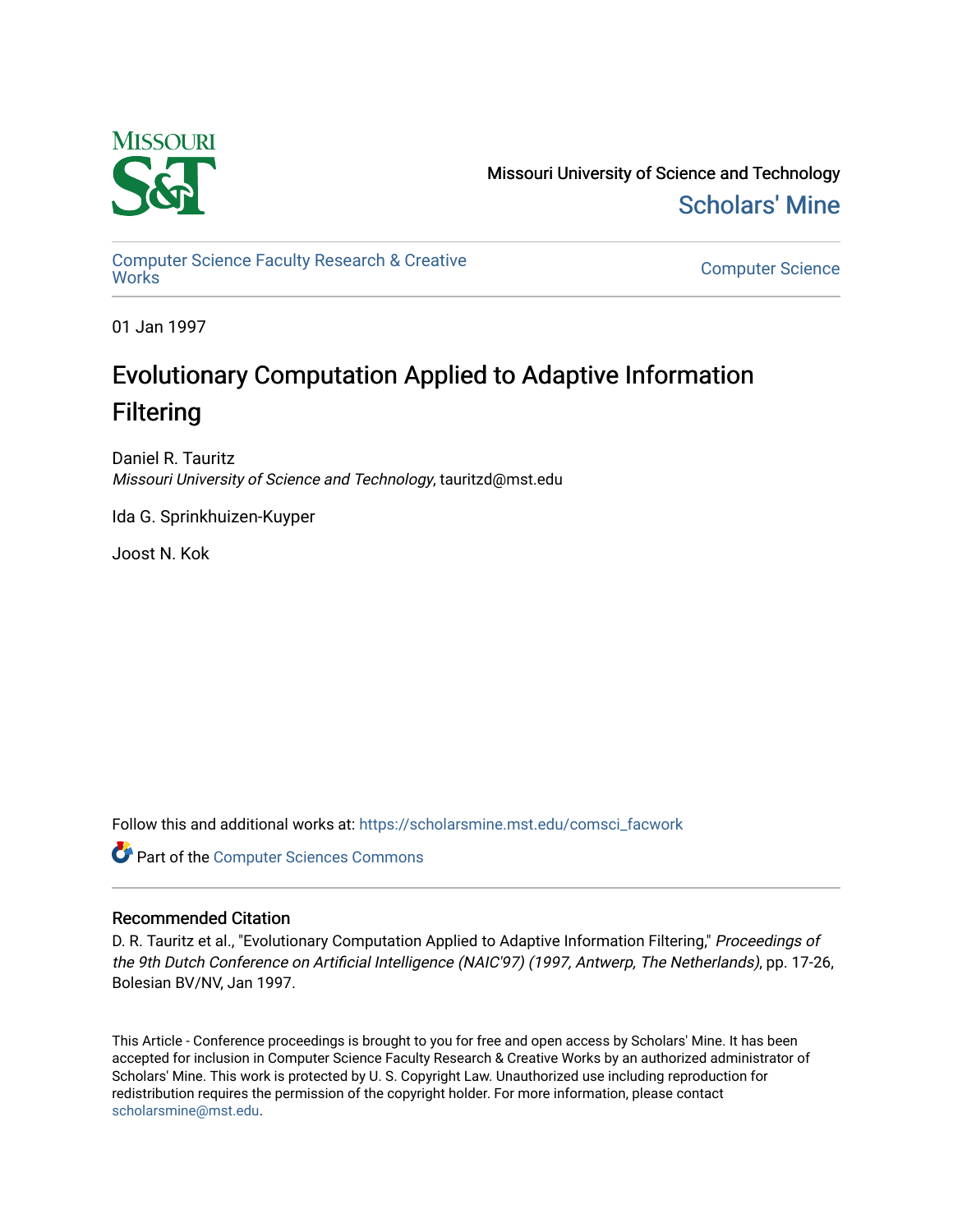Missouri University of Science and Technology

Scholars' Mine

Computer Science Faculty Research & Creative Works

Computer Science

01 Jan 1997

# Evolutionary Computation Applied to Adaptive Information Filtering

Daniel R. Tauritz
*Missouri University of Science and Technology*, tauritzd@mst.edu

Ida G. Sprinkhuizen-Kuyper

Joost N. Kok

Follow this and additional works at: https://scholarsmine.mst.edu/comsci_facwork

Part of the Computer Sciences Commons

## Recommended Citation

D. R. Tauritz et al., "Evolutionary Computation Applied to Adaptive Information Filtering," *Proceedings of the 9th Dutch Conference on Artificial Intelligence (NAIC'97) (1997, Antwerp, The Netherlands)*, pp. 17-26, Bolesian BV/NV, Jan 1997.

This Article - Conference proceedings is brought to you for free and open access by Scholars' Mine. It has been accepted for inclusion in Computer Science Faculty Research & Creative Works by an authorized administrator of Scholars' Mine. This work is protected by U. S. Copyright Law. Unauthorized use including reproduction for redistribution requires the permission of the copyright holder. For more information, please contact scholarsmine@mst.edu.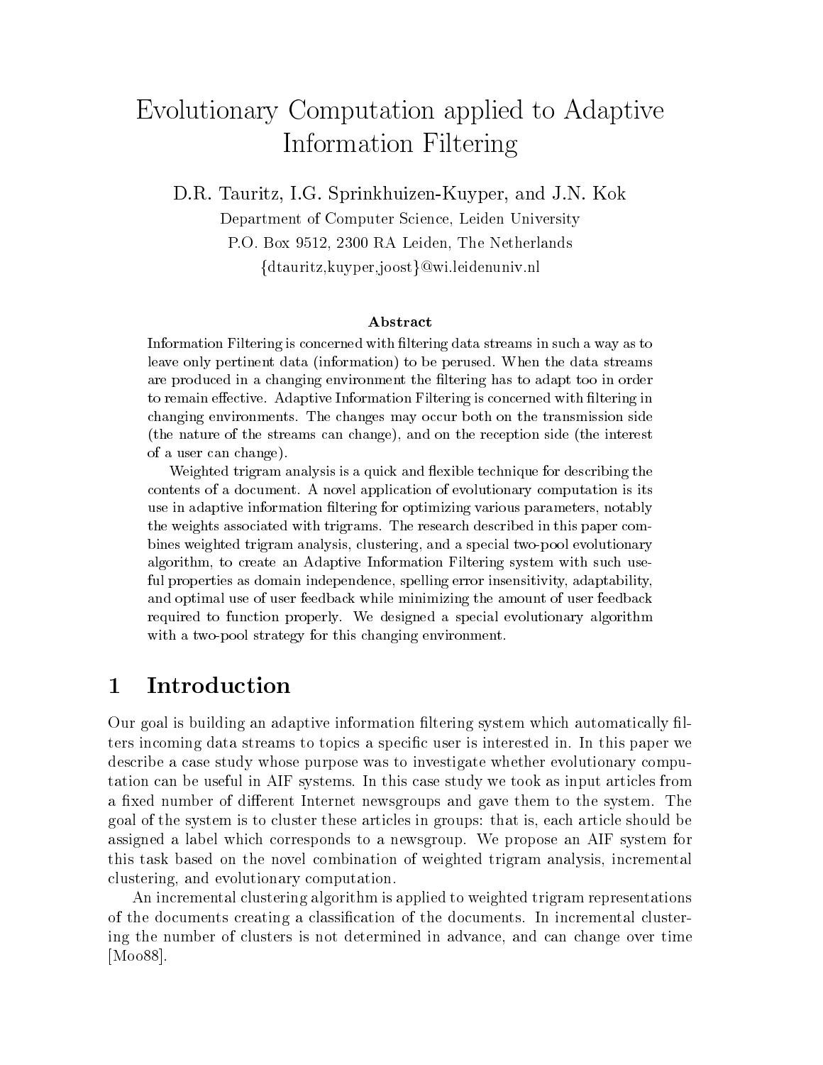# Evolutionary Computation applied to Adaptive Information Filtering

D.R. Tauritz, I.G. Sprinkhuizen-Kuyper, and J.N. Kok

Department of Computer Science, Leiden University

P.O. Box 9512, 2300 RA Leiden, The Netherlands

{dtauritz,kuyper,joost}@wi.leidenuniv.nl

**Abstract**

Information Filtering is concerned with filtering data streams in such a way as to leave only pertinent data (information) to be perused. When the data streams are produced in a changing environment the filtering has to adapt too in order to remain effective. Adaptive Information Filtering is concerned with filtering in changing environments. The changes may occur both on the transmission side (the nature of the streams can change), and on the reception side (the interest of a user can change).

Weighted trigram analysis is a quick and flexible technique for describing the contents of a document. A novel application of evolutionary computation is its use in adaptive information filtering for optimizing various parameters, notably the weights associated with trigrams. The research described in this paper combines weighted trigram analysis, clustering, and a special two-pool evolutionary algorithm, to create an Adaptive Information Filtering system with such useful properties as domain independence, spelling error insensitivity, adaptability, and optimal use of user feedback while minimizing the amount of user feedback required to function properly. We designed a special evolutionary algorithm with a two-pool strategy for this changing environment.

## 1 Introduction

Our goal is building an adaptive information filtering system which automatically filters incoming data streams to topics a specific user is interested in. In this paper we describe a case study whose purpose was to investigate whether evolutionary computation can be useful in AIF systems. In this case study we took as input articles from a fixed number of different Internet newsgroups and gave them to the system. The goal of the system is to cluster these articles in groups: that is, each article should be assigned a label which corresponds to a newsgroup. We propose an AIF system for this task based on the novel combination of weighted trigram analysis, incremental clustering, and evolutionary computation.

An incremental clustering algorithm is applied to weighted trigram representations of the documents creating a classification of the documents. In incremental clustering the number of clusters is not determined in advance, and can change over time [Moo88].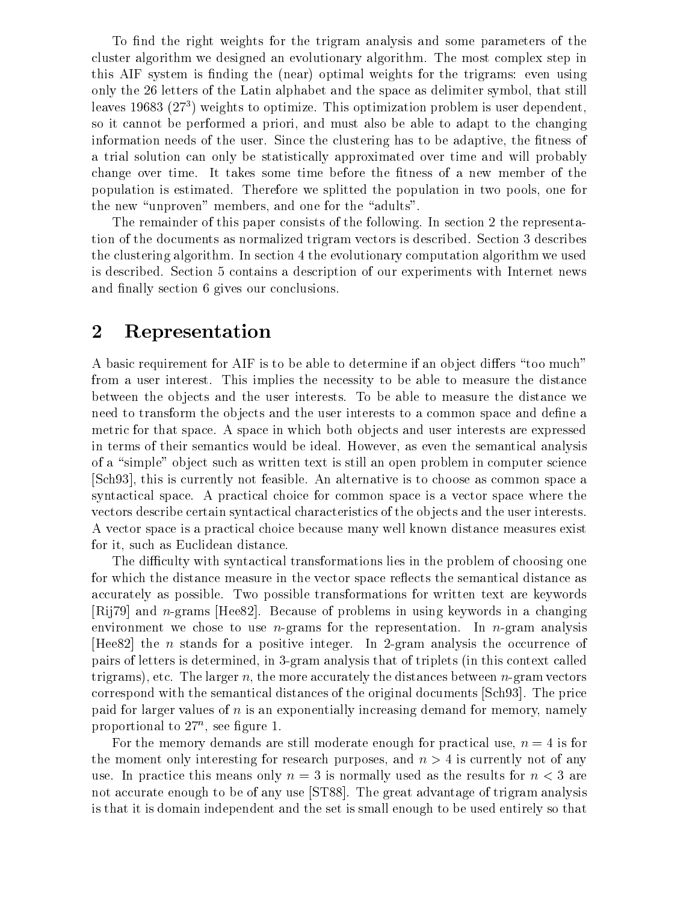To find the right weights for the trigram analysis and some parameters of the cluster algorithm we designed an evolutionary algorithm. The most complex step in this AIF system is finding the (near) optimal weights for the trigrams: even using only the 26 letters of the Latin alphabet and the space as delimiter symbol, that still leaves 19683 ($27^3$) weights to optimize. This optimization problem is user dependent, so it cannot be performed a priori, and must also be able to adapt to the changing information needs of the user. Since the clustering has to be adaptive, the fitness of a trial solution can only be statistically approximated over time and will probably change over time. It takes some time before the fitness of a new member of the population is estimated. Therefore we splitted the population in two pools, one for the new "unproven" members, and one for the "adults".

The remainder of this paper consists of the following. In section 2 the representation of the documents as normalized trigram vectors is described. Section 3 describes the clustering algorithm. In section 4 the evolutionary computation algorithm we used is described. Section 5 contains a description of our experiments with Internet news and finally section 6 gives our conclusions.

## 2 Representation

A basic requirement for AIF is to be able to determine if an object differs "too much" from a user interest. This implies the necessity to be able to measure the distance between the objects and the user interests. To be able to measure the distance we need to transform the objects and the user interests to a common space and define a metric for that space. A space in which both objects and user interests are expressed in terms of their semantics would be ideal. However, as even the semantical analysis of a "simple" object such as written text is still an open problem in computer science [Sch93], this is currently not feasible. An alternative is to choose as common space a syntactical space. A practical choice for common space is a vector space where the vectors describe certain syntactical characteristics of the objects and the user interests. A vector space is a practical choice because many well known distance measures exist for it, such as Euclidean distance.

The difficulty with syntactical transformations lies in the problem of choosing one for which the distance measure in the vector space reflects the semantical distance as accurately as possible. Two possible transformations for written text are keywords [Rij79] and $n$-grams [Hee82]. Because of problems in using keywords in a changing environment we chose to use $n$-grams for the representation. In $n$-gram analysis [Hee82] the $n$ stands for a positive integer. In 2-gram analysis the occurrence of pairs of letters is determined, in 3-gram analysis that of triplets (in this context called trigrams), etc. The larger $n$, the more accurately the distances between $n$-gram vectors correspond with the semantical distances of the original documents [Sch93]. The price paid for larger values of $n$ is an exponentially increasing demand for memory, namely proportional to $27^n$, see figure 1.

For the memory demands are still moderate enough for practical use, $n = 4$ is for the moment only interesting for research purposes, and $n > 4$ is currently not of any use. In practice this means only $n = 3$ is normally used as the results for $n < 3$ are not accurate enough to be of any use [ST88]. The great advantage of trigram analysis is that it is domain independent and the set is small enough to be used entirely so that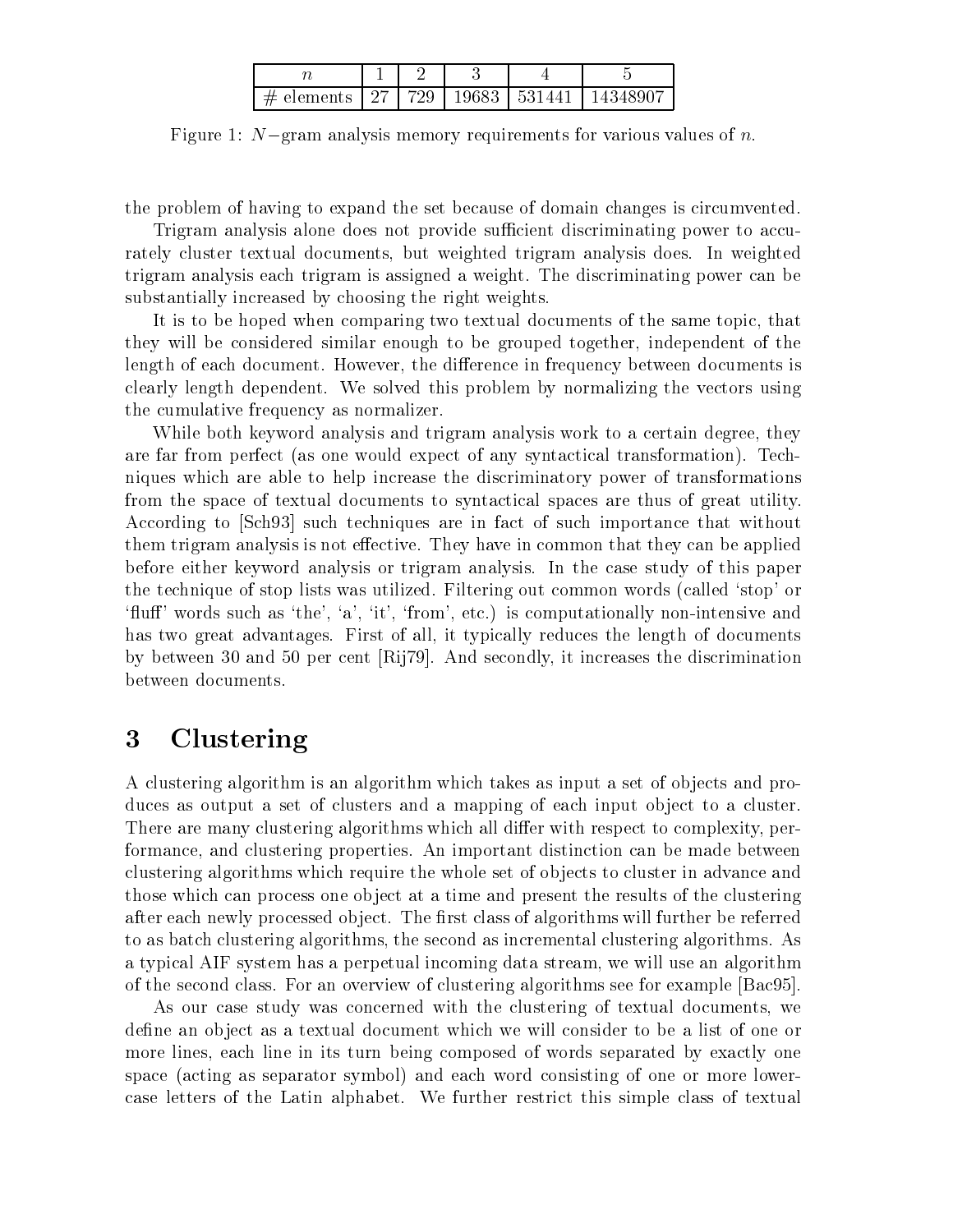| $n$ | 1 | 2 | 3 | 4 | 5 |
| --- | --- | --- | --- | --- | --- |
| # elements | 27 | 729 | 19683 | 531441 | 14348907 |

Figure 1: $N-$gram analysis memory requirements for various values of $n$.

the problem of having to expand the set because of domain changes is circumvented.

Trigram analysis alone does not provide sufficient discriminating power to accurately cluster textual documents, but weighted trigram analysis does. In weighted trigram analysis each trigram is assigned a weight. The discriminating power can be substantially increased by choosing the right weights.

It is to be hoped when comparing two textual documents of the same topic, that they will be considered similar enough to be grouped together, independent of the length of each document. However, the difference in frequency between documents is clearly length dependent. We solved this problem by normalizing the vectors using the cumulative frequency as normalizer.

While both keyword analysis and trigram analysis work to a certain degree, they are far from perfect (as one would expect of any syntactical transformation). Techniques which are able to help increase the discriminatory power of transformations from the space of textual documents to syntactical spaces are thus of great utility. According to [Sch93] such techniques are in fact of such importance that without them trigram analysis is not effective. They have in common that they can be applied before either keyword analysis or trigram analysis. In the case study of this paper the technique of stop lists was utilized. Filtering out common words (called 'stop' or 'fluff' words such as 'the', 'a', 'it', 'from', etc.) is computationally non-intensive and has two great advantages. First of all, it typically reduces the length of documents by between 30 and 50 per cent [Rij79]. And secondly, it increases the discrimination between documents.

## 3 Clustering

A clustering algorithm is an algorithm which takes as input a set of objects and produces as output a set of clusters and a mapping of each input object to a cluster. There are many clustering algorithms which all differ with respect to complexity, performance, and clustering properties. An important distinction can be made between clustering algorithms which require the whole set of objects to cluster in advance and those which can process one object at a time and present the results of the clustering after each newly processed object. The first class of algorithms will further be referred to as batch clustering algorithms, the second as incremental clustering algorithms. As a typical AIF system has a perpetual incoming data stream, we will use an algorithm of the second class. For an overview of clustering algorithms see for example [Bac95].

As our case study was concerned with the clustering of textual documents, we define an object as a textual document which we will consider to be a list of one or more lines, each line in its turn being composed of words separated by exactly one space (acting as separator symbol) and each word consisting of one or more lowercase letters of the Latin alphabet. We further restrict this simple class of textual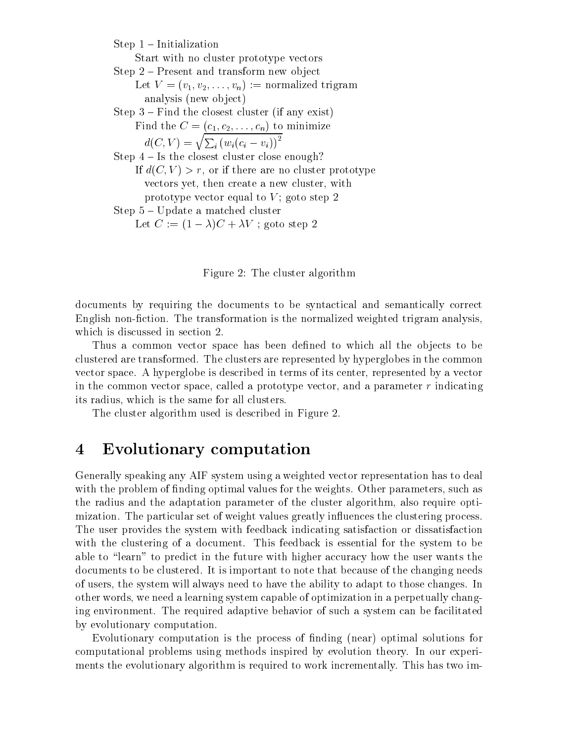Step 1 – Initialization

Start with no cluster prototype vectors

Step 2 – Present and transform new object

Let $V = (v_1, v_2, \ldots, v_n) :=$ normalized trigram analysis (new object)

Step 3 – Find the closest cluster (if any exist)

Find the $C = (c_1, c_2, \ldots, c_n)$ to minimize

$d(C, V) = \sqrt{\sum_i (w_i(c_i - v_i))^2}$

Step 4 – Is the closest cluster close enough?

If $d(C, V) > r$, or if there are no cluster prototype vectors yet, then create a new cluster, with prototype vector equal to $V$; goto step 2

Step 5 – Update a matched cluster

Let $C := (1 - \lambda)C + \lambda V$ ; goto step 2

Figure 2: The cluster algorithm

documents by requiring the documents to be syntactical and semantically correct English non-fiction. The transformation is the normalized weighted trigram analysis, which is discussed in section 2.

Thus a common vector space has been defined to which all the objects to be clustered are transformed. The clusters are represented by hyperglobes in the common vector space. A hyperglobe is described in terms of its center, represented by a vector in the common vector space, called a prototype vector, and a parameter $r$ indicating its radius, which is the same for all clusters.

The cluster algorithm used is described in Figure 2.

# 4 Evolutionary computation

Generally speaking any AIF system using a weighted vector representation has to deal with the problem of finding optimal values for the weights. Other parameters, such as the radius and the adaptation parameter of the cluster algorithm, also require optimization. The particular set of weight values greatly influences the clustering process. The user provides the system with feedback indicating satisfaction or dissatisfaction with the clustering of a document. This feedback is essential for the system to be able to "learn" to predict in the future with higher accuracy how the user wants the documents to be clustered. It is important to note that because of the changing needs of users, the system will always need to have the ability to adapt to those changes. In other words, we need a learning system capable of optimization in a perpetually changing environment. The required adaptive behavior of such a system can be facilitated by evolutionary computation.

Evolutionary computation is the process of finding (near) optimal solutions for computational problems using methods inspired by evolution theory. In our experiments the evolutionary algorithm is required to work incrementally. This has two im-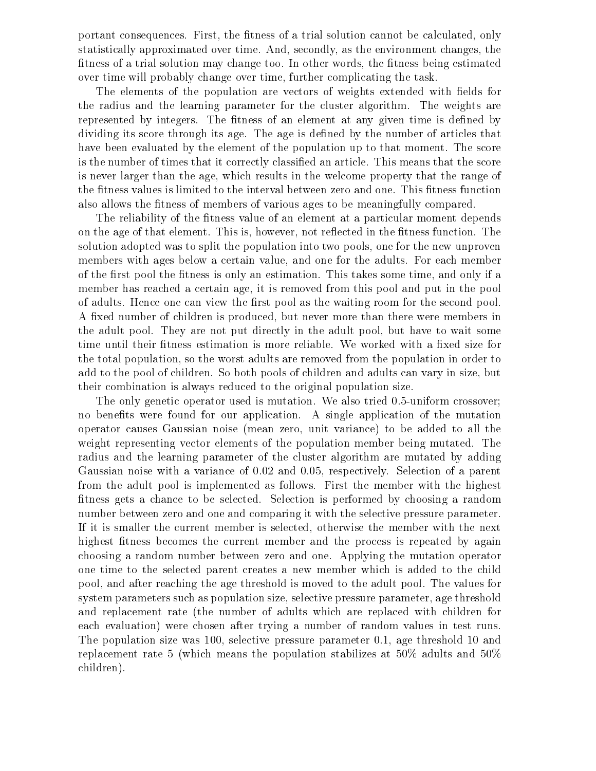portant consequences. First, the fitness of a trial solution cannot be calculated, only statistically approximated over time. And, secondly, as the environment changes, the fitness of a trial solution may change too. In other words, the fitness being estimated over time will probably change over time, further complicating the task.

The elements of the population are vectors of weights extended with fields for the radius and the learning parameter for the cluster algorithm. The weights are represented by integers. The fitness of an element at any given time is defined by dividing its score through its age. The age is defined by the number of articles that have been evaluated by the element of the population up to that moment. The score is the number of times that it correctly classified an article. This means that the score is never larger than the age, which results in the welcome property that the range of the fitness values is limited to the interval between zero and one. This fitness function also allows the fitness of members of various ages to be meaningfully compared.

The reliability of the fitness value of an element at a particular moment depends on the age of that element. This is, however, not reflected in the fitness function. The solution adopted was to split the population into two pools, one for the new unproven members with ages below a certain value, and one for the adults. For each member of the first pool the fitness is only an estimation. This takes some time, and only if a member has reached a certain age, it is removed from this pool and put in the pool of adults. Hence one can view the first pool as the waiting room for the second pool. A fixed number of children is produced, but never more than there were members in the adult pool. They are not put directly in the adult pool, but have to wait some time until their fitness estimation is more reliable. We worked with a fixed size for the total population, so the worst adults are removed from the population in order to add to the pool of children. So both pools of children and adults can vary in size, but their combination is always reduced to the original population size.

The only genetic operator used is mutation. We also tried 0.5-uniform crossover; no benefits were found for our application. A single application of the mutation operator causes Gaussian noise (mean zero, unit variance) to be added to all the weight representing vector elements of the population member being mutated. The radius and the learning parameter of the cluster algorithm are mutated by adding Gaussian noise with a variance of 0.02 and 0.05, respectively. Selection of a parent from the adult pool is implemented as follows. First the member with the highest fitness gets a chance to be selected. Selection is performed by choosing a random number between zero and one and comparing it with the selective pressure parameter. If it is smaller the current member is selected, otherwise the member with the next highest fitness becomes the current member and the process is repeated by again choosing a random number between zero and one. Applying the mutation operator one time to the selected parent creates a new member which is added to the child pool, and after reaching the age threshold is moved to the adult pool. The values for system parameters such as population size, selective pressure parameter, age threshold and replacement rate (the number of adults which are replaced with children for each evaluation) were chosen after trying a number of random values in test runs. The population size was 100, selective pressure parameter 0.1, age threshold 10 and replacement rate 5 (which means the population stabilizes at 50% adults and 50% children).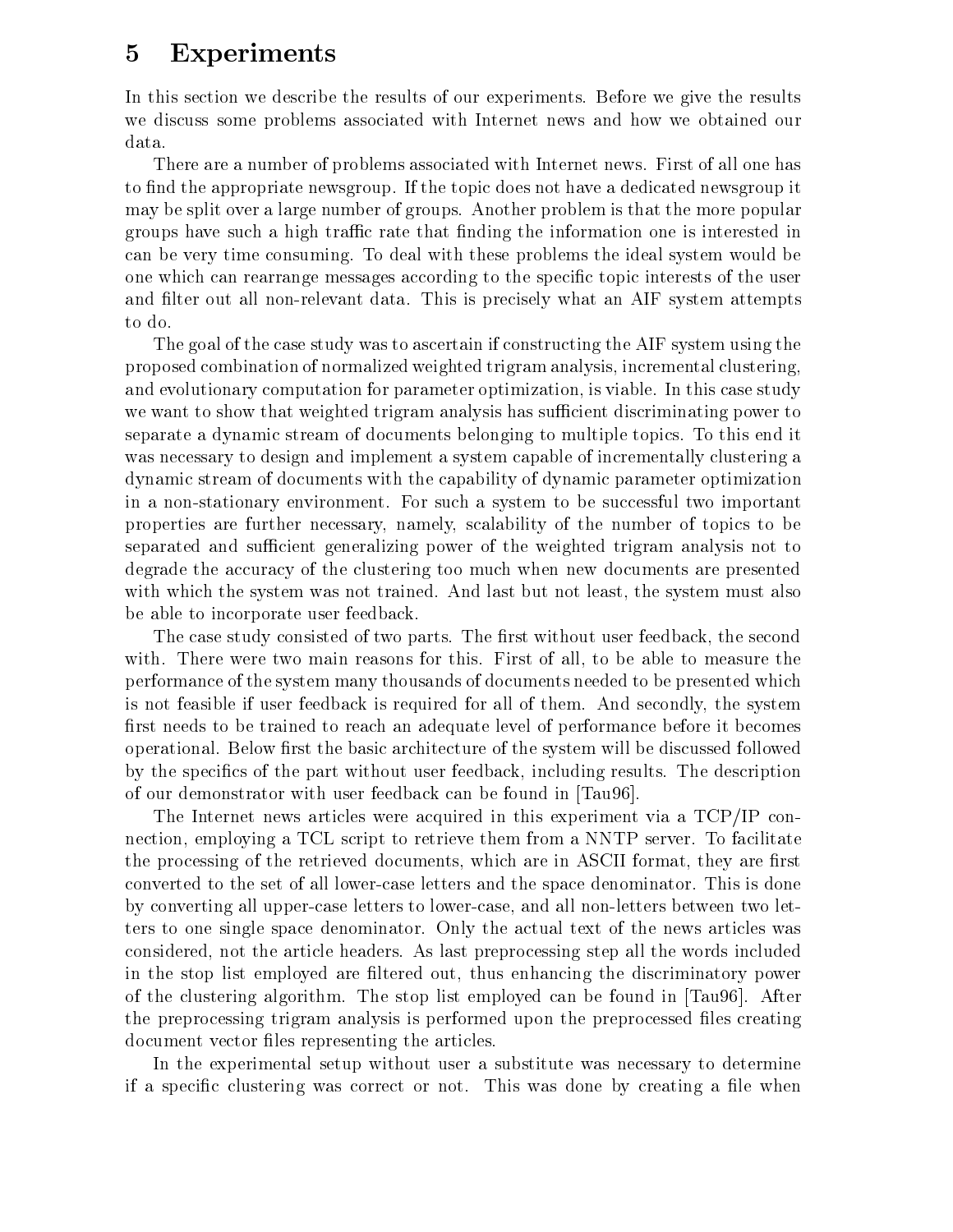# 5 Experiments

In this section we describe the results of our experiments. Before we give the results we discuss some problems associated with Internet news and how we obtained our data.

There are a number of problems associated with Internet news. First of all one has to find the appropriate newsgroup. If the topic does not have a dedicated newsgroup it may be split over a large number of groups. Another problem is that the more popular groups have such a high traffic rate that finding the information one is interested in can be very time consuming. To deal with these problems the ideal system would be one which can rearrange messages according to the specific topic interests of the user and filter out all non-relevant data. This is precisely what an AIF system attempts to do.

The goal of the case study was to ascertain if constructing the AIF system using the proposed combination of normalized weighted trigram analysis, incremental clustering, and evolutionary computation for parameter optimization, is viable. In this case study we want to show that weighted trigram analysis has sufficient discriminating power to separate a dynamic stream of documents belonging to multiple topics. To this end it was necessary to design and implement a system capable of incrementally clustering a dynamic stream of documents with the capability of dynamic parameter optimization in a non-stationary environment. For such a system to be successful two important properties are further necessary, namely, scalability of the number of topics to be separated and sufficient generalizing power of the weighted trigram analysis not to degrade the accuracy of the clustering too much when new documents are presented with which the system was not trained. And last but not least, the system must also be able to incorporate user feedback.

The case study consisted of two parts. The first without user feedback, the second with. There were two main reasons for this. First of all, to be able to measure the performance of the system many thousands of documents needed to be presented which is not feasible if user feedback is required for all of them. And secondly, the system first needs to be trained to reach an adequate level of performance before it becomes operational. Below first the basic architecture of the system will be discussed followed by the specifics of the part without user feedback, including results. The description of our demonstrator with user feedback can be found in [Tau96].

The Internet news articles were acquired in this experiment via a TCP/IP connection, employing a TCL script to retrieve them from a NNTP server. To facilitate the processing of the retrieved documents, which are in ASCII format, they are first converted to the set of all lower-case letters and the space denominator. This is done by converting all upper-case letters to lower-case, and all non-letters between two letters to one single space denominator. Only the actual text of the news articles was considered, not the article headers. As last preprocessing step all the words included in the stop list employed are filtered out, thus enhancing the discriminatory power of the clustering algorithm. The stop list employed can be found in [Tau96]. After the preprocessing trigram analysis is performed upon the preprocessed files creating document vector files representing the articles.

In the experimental setup without user a substitute was necessary to determine if a specific clustering was correct or not. This was done by creating a file when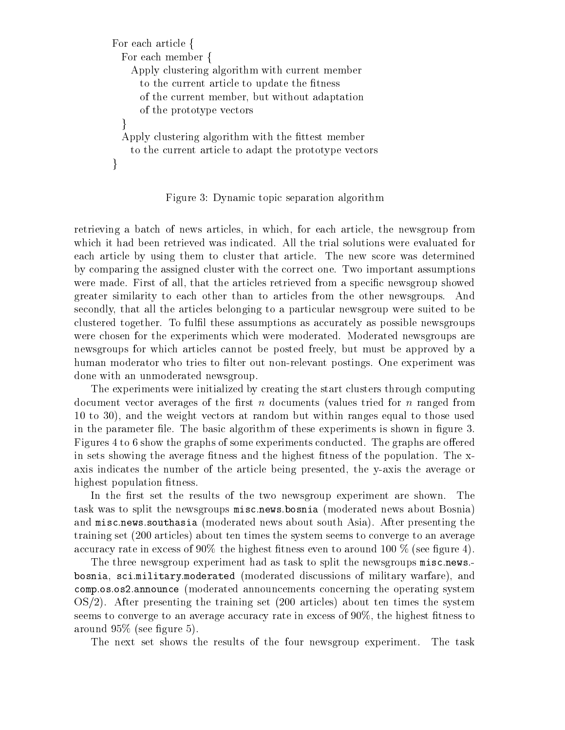```
For each article {
  For each member {
    Apply clustering algorithm with current member
      to the current article to update the fitness
      of the current member, but without adaptation
      of the prototype vectors
  }
  Apply clustering algorithm with the fittest member
    to the current article to adapt the prototype vectors
}
```

Figure 3: Dynamic topic separation algorithm

retrieving a batch of news articles, in which, for each article, the newsgroup from which it had been retrieved was indicated. All the trial solutions were evaluated for each article by using them to cluster that article. The new score was determined by comparing the assigned cluster with the correct one. Two important assumptions were made. First of all, that the articles retrieved from a specific newsgroup showed greater similarity to each other than to articles from the other newsgroups. And secondly, that all the articles belonging to a particular newsgroup were suited to be clustered together. To fulfil these assumptions as accurately as possible newsgroups were chosen for the experiments which were moderated. Moderated newsgroups are newsgroups for which articles cannot be posted freely, but must be approved by a human moderator who tries to filter out non-relevant postings. One experiment was done with an unmoderated newsgroup.

The experiments were initialized by creating the start clusters through computing document vector averages of the first $n$ documents (values tried for $n$ ranged from 10 to 30), and the weight vectors at random but within ranges equal to those used in the parameter file. The basic algorithm of these experiments is shown in figure 3. Figures 4 to 6 show the graphs of some experiments conducted. The graphs are offered in sets showing the average fitness and the highest fitness of the population. The x-axis indicates the number of the article being presented, the y-axis the average or highest population fitness.

In the first set the results of the two newsgroup experiment are shown. The task was to split the newsgroups `misc.news.bosnia` (moderated news about Bosnia) and `misc.news.southasia` (moderated news about south Asia). After presenting the training set (200 articles) about ten times the system seems to converge to an average accuracy rate in excess of 90% the highest fitness even to around 100 % (see figure 4).

The three newsgroup experiment had as task to split the newsgroups `misc.news.bosnia`, `sci.military.moderated` (moderated discussions of military warfare), and `comp.os.os2.announce` (moderated announcements concerning the operating system OS/2). After presenting the training set (200 articles) about ten times the system seems to converge to an average accuracy rate in excess of 90%, the highest fitness to around 95% (see figure 5).

The next set shows the results of the four newsgroup experiment. The task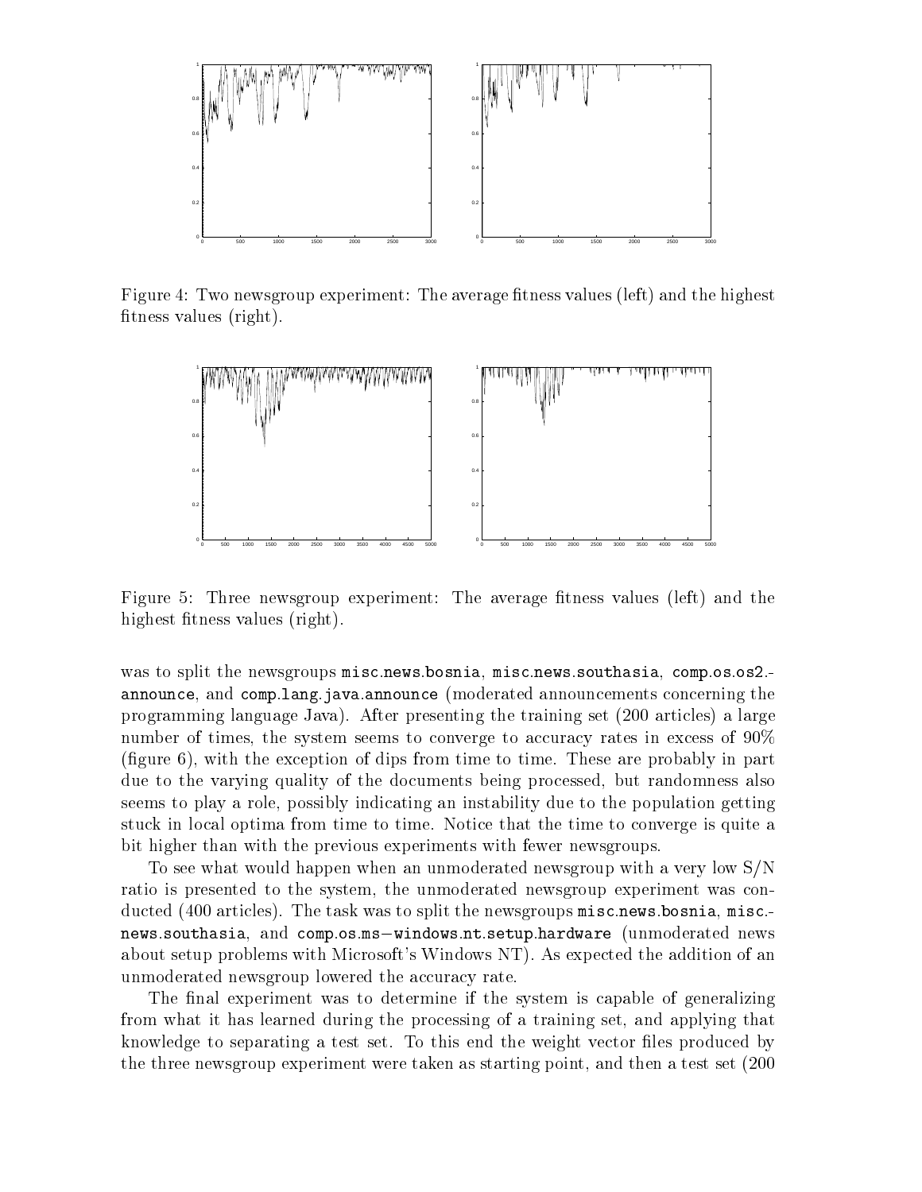Figure 4: Two newsgroup experiment: The average fitness values (left) and the highest fitness values (right).

Figure 5: Three newsgroup experiment: The average fitness values (left) and the highest fitness values (right).

was to split the newsgroups misc.news.bosnia, misc.news.southasia, comp.os.os2.announce, and comp.lang.java.announce (moderated announcements concerning the programming language Java). After presenting the training set (200 articles) a large number of times, the system seems to converge to accuracy rates in excess of 90% (figure 6), with the exception of dips from time to time. These are probably in part due to the varying quality of the documents being processed, but randomness also seems to play a role, possibly indicating an instability due to the population getting stuck in local optima from time to time. Notice that the time to converge is quite a bit higher than with the previous experiments with fewer newsgroups.

To see what would happen when an unmoderated newsgroup with a very low S/N ratio is presented to the system, the unmoderated newsgroup experiment was conducted (400 articles). The task was to split the newsgroups misc.news.bosnia, misc.news.southasia, and comp.os.ms−windows.nt.setup.hardware (unmoderated news about setup problems with Microsoft's Windows NT). As expected the addition of an unmoderated newsgroup lowered the accuracy rate.

The final experiment was to determine if the system is capable of generalizing from what it has learned during the processing of a training set, and applying that knowledge to separating a test set. To this end the weight vector files produced by the three newsgroup experiment were taken as starting point, and then a test set (200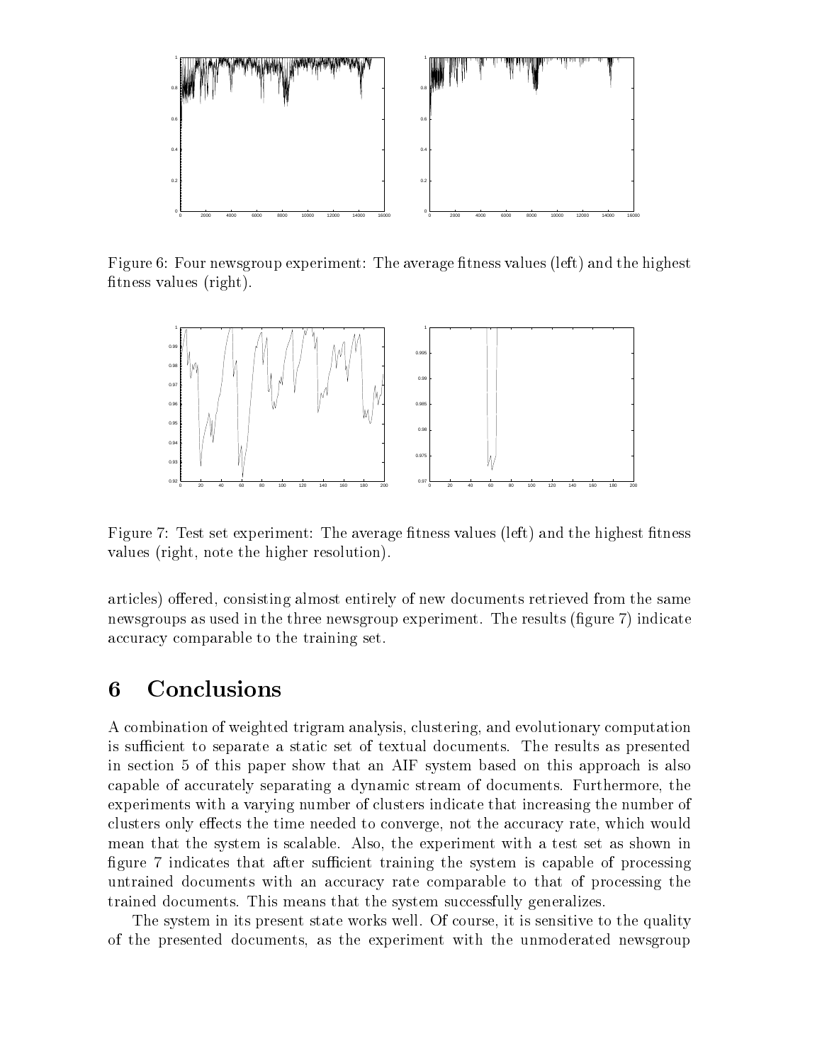Figure 6: Four newsgroup experiment: The average fitness values (left) and the highest fitness values (right).

Figure 7: Test set experiment: The average fitness values (left) and the highest fitness values (right, note the higher resolution).

articles) offered, consisting almost entirely of new documents retrieved from the same newsgroups as used in the three newsgroup experiment. The results (figure 7) indicate accuracy comparable to the training set.

# 6 Conclusions

A combination of weighted trigram analysis, clustering, and evolutionary computation is sufficient to separate a static set of textual documents. The results as presented in section 5 of this paper show that an AIF system based on this approach is also capable of accurately separating a dynamic stream of documents. Furthermore, the experiments with a varying number of clusters indicate that increasing the number of clusters only effects the time needed to converge, not the accuracy rate, which would mean that the system is scalable. Also, the experiment with a test set as shown in figure 7 indicates that after sufficient training the system is capable of processing untrained documents with an accuracy rate comparable to that of processing the trained documents. This means that the system successfully generalizes.

The system in its present state works well. Of course, it is sensitive to the quality of the presented documents, as the experiment with the unmoderated newsgroup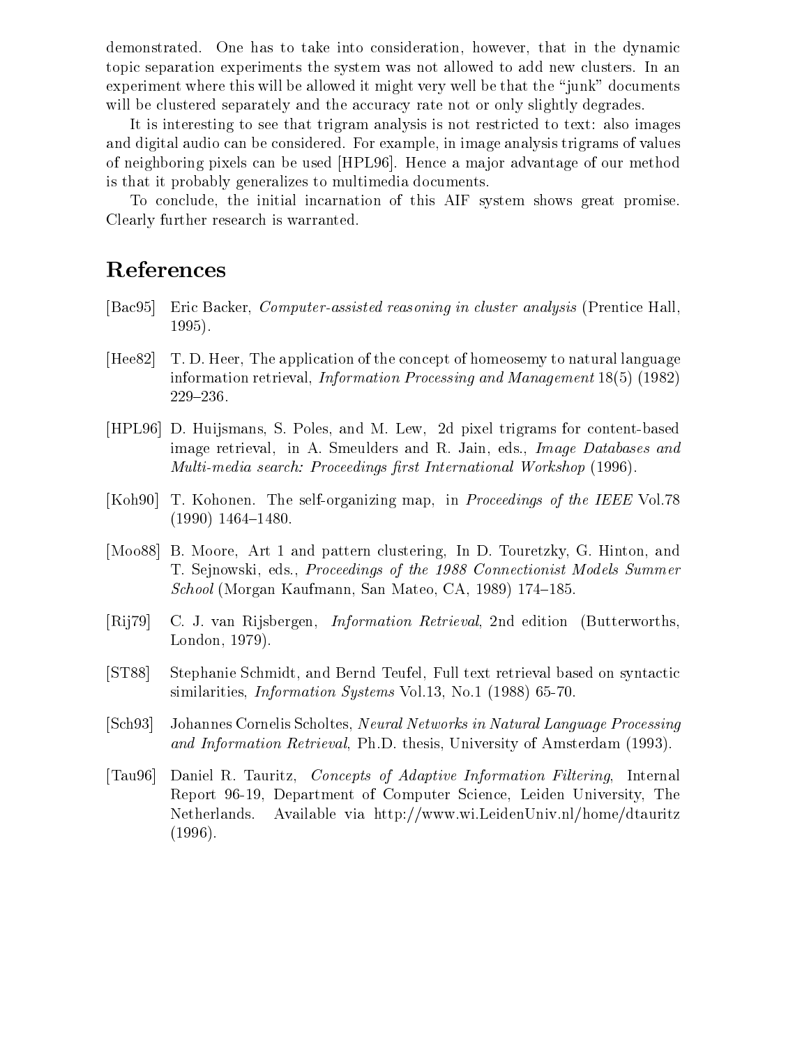demonstrated. One has to take into consideration, however, that in the dynamic topic separation experiments the system was not allowed to add new clusters. In an experiment where this will be allowed it might very well be that the "junk" documents will be clustered separately and the accuracy rate not or only slightly degrades.

It is interesting to see that trigram analysis is not restricted to text: also images and digital audio can be considered. For example, in image analysis trigrams of values of neighboring pixels can be used [HPL96]. Hence a major advantage of our method is that it probably generalizes to multimedia documents.

To conclude, the initial incarnation of this AIF system shows great promise. Clearly further research is warranted.

## References

[Bac95] Eric Backer, *Computer-assisted reasoning in cluster analysis* (Prentice Hall, 1995).

[Hee82] T. D. Heer, The application of the concept of homeosemy to natural language information retrieval, *Information Processing and Management* 18(5) (1982) 229–236.

[HPL96] D. Huijsmans, S. Poles, and M. Lew, 2d pixel trigrams for content-based image retrieval, in A. Smeulders and R. Jain, eds., *Image Databases and Multi-media search: Proceedings first International Workshop* (1996).

[Koh90] T. Kohonen. The self-organizing map, in *Proceedings of the IEEE* Vol.78 (1990) 1464–1480.

[Moo88] B. Moore, Art 1 and pattern clustering, In D. Touretzky, G. Hinton, and T. Sejnowski, eds., *Proceedings of the 1988 Connectionist Models Summer School* (Morgan Kaufmann, San Mateo, CA, 1989) 174–185.

[Rij79] C. J. van Rijsbergen, *Information Retrieval*, 2nd edition (Butterworths, London, 1979).

[ST88] Stephanie Schmidt, and Bernd Teufel, Full text retrieval based on syntactic similarities, *Information Systems* Vol.13, No.1 (1988) 65-70.

[Sch93] Johannes Cornelis Scholtes, *Neural Networks in Natural Language Processing and Information Retrieval*, Ph.D. thesis, University of Amsterdam (1993).

[Tau96] Daniel R. Tauritz, *Concepts of Adaptive Information Filtering*, Internal Report 96-19, Department of Computer Science, Leiden University, The Netherlands. Available via http://www.wi.LeidenUniv.nl/home/dtauritz (1996).